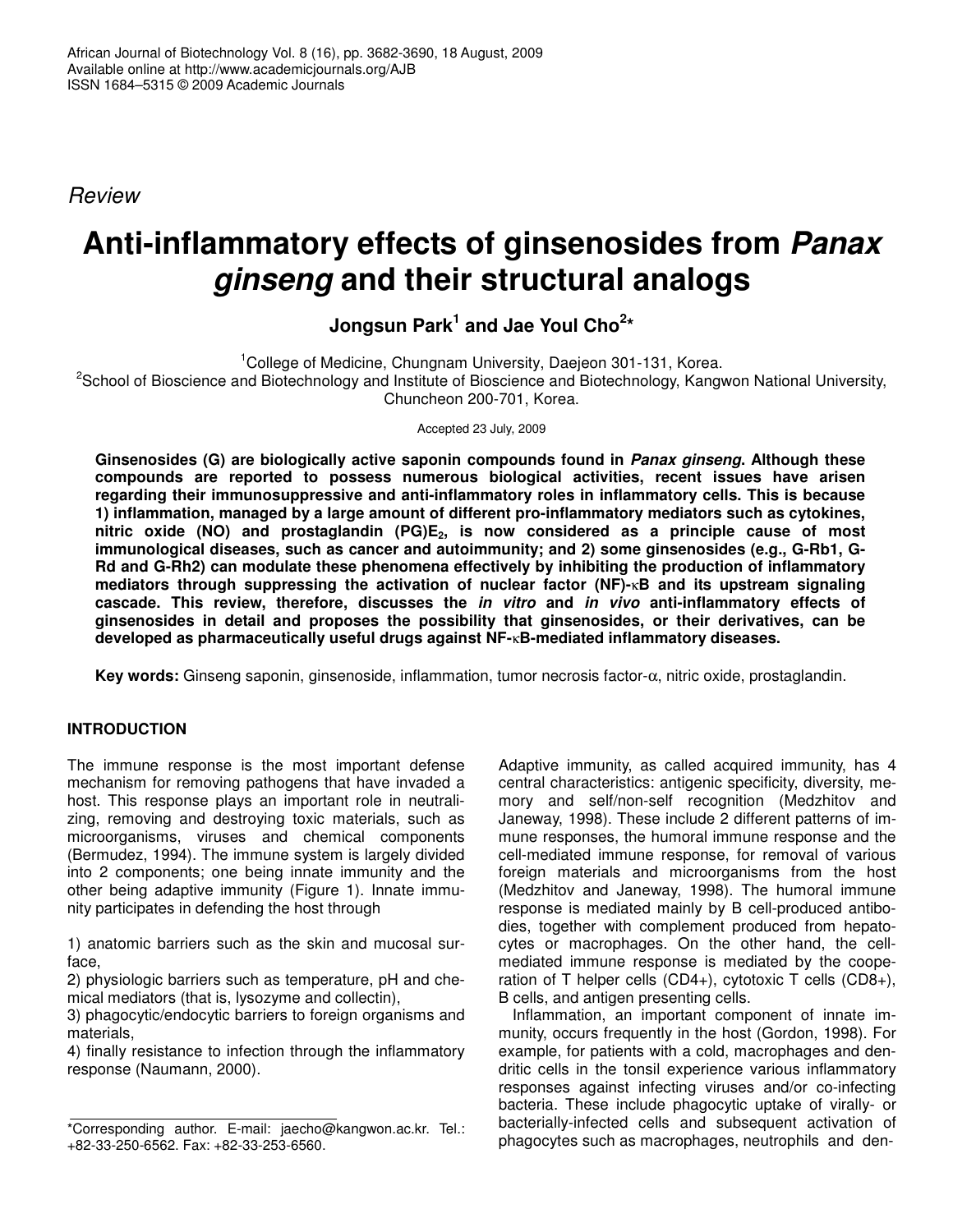*Review*

# Anti-inflammatory effects of ginsenosides from *Panax ginseng* and their structural analogs

**Jongsun Park[1] and Jae Youl Cho[2]***

[1]College of Medicine, Chungnam University, Daejeon 301-131, Korea.
[2]School of Bioscience and Biotechnology and Institute of Bioscience and Biotechnology, Kangwon National University, Chuncheon 200-701, Korea.

Accepted 23 July, 2009

**Ginsenosides (G) are biologically active saponin compounds found in *Panax ginseng*. Although these compounds are reported to possess numerous biological activities, recent issues have arisen regarding their immunosuppressive and anti-inflammatory roles in inflammatory cells. This is because 1) inflammation, managed by a large amount of different pro-inflammatory mediators such as cytokines, nitric oxide (NO) and prostaglandin (PG)$E_2$, is now considered as a principle cause of most immunological diseases, such as cancer and autoimmunity; and 2) some ginsenosides (e.g., G-Rb1, G-Rd and G-Rh2) can modulate these phenomena effectively by inhibiting the production of inflammatory mediators through suppressing the activation of nuclear factor (NF)-κB and its upstream signaling cascade. This review, therefore, discusses the *in vitro* and *in vivo* anti-inflammatory effects of ginsenosides in detail and proposes the possibility that ginsenosides, or their derivatives, can be developed as pharmaceutically useful drugs against NF-κB-mediated inflammatory diseases.**

**Key words:** Ginseng saponin, ginsenoside, inflammation, tumor necrosis factor-α, nitric oxide, prostaglandin.

## INTRODUCTION

The immune response is the most important defense mechanism for removing pathogens that have invaded a host. This response plays an important role in neutralizing, removing and destroying toxic materials, such as microorganisms, viruses and chemical components (Bermudez, 1994). The immune system is largely divided into 2 components; one being innate immunity and the other being adaptive immunity (Figure 1). Innate immunity participates in defending the host through

1) anatomic barriers such as the skin and mucosal surface,
2) physiologic barriers such as temperature, pH and chemical mediators (that is, lysozyme and collectin),
3) phagocytic/endocytic barriers to foreign organisms and materials,
4) finally resistance to infection through the inflammatory response (Naumann, 2000).

Adaptive immunity, as called acquired immunity, has 4 central characteristics: antigenic specificity, diversity, memory and self/non-self recognition (Medzhitov and Janeway, 1998). These include 2 different patterns of immune responses, the humoral immune response and the cell-mediated immune response, for removal of various foreign materials and microorganisms from the host (Medzhitov and Janeway, 1998). The humoral immune response is mediated mainly by B cell-produced antibodies, together with complement produced from hepatocytes or macrophages. On the other hand, the cell-mediated immune response is mediated by the cooperation of T helper cells (CD4+), cytotoxic T cells (CD8+), B cells, and antigen presenting cells.

Inflammation, an important component of innate immunity, occurs frequently in the host (Gordon, 1998). For example, for patients with a cold, macrophages and dendritic cells in the tonsil experience various inflammatory responses against infecting viruses and/or co-infecting bacteria. These include phagocytic uptake of virally- or bacterially-infected cells and subsequent activation of phagocytes such as macrophages, neutrophils and den-

*Corresponding author. E-mail: jaecho@kangwon.ac.kr. Tel.: +82-33-250-6562. Fax: +82-33-253-6560.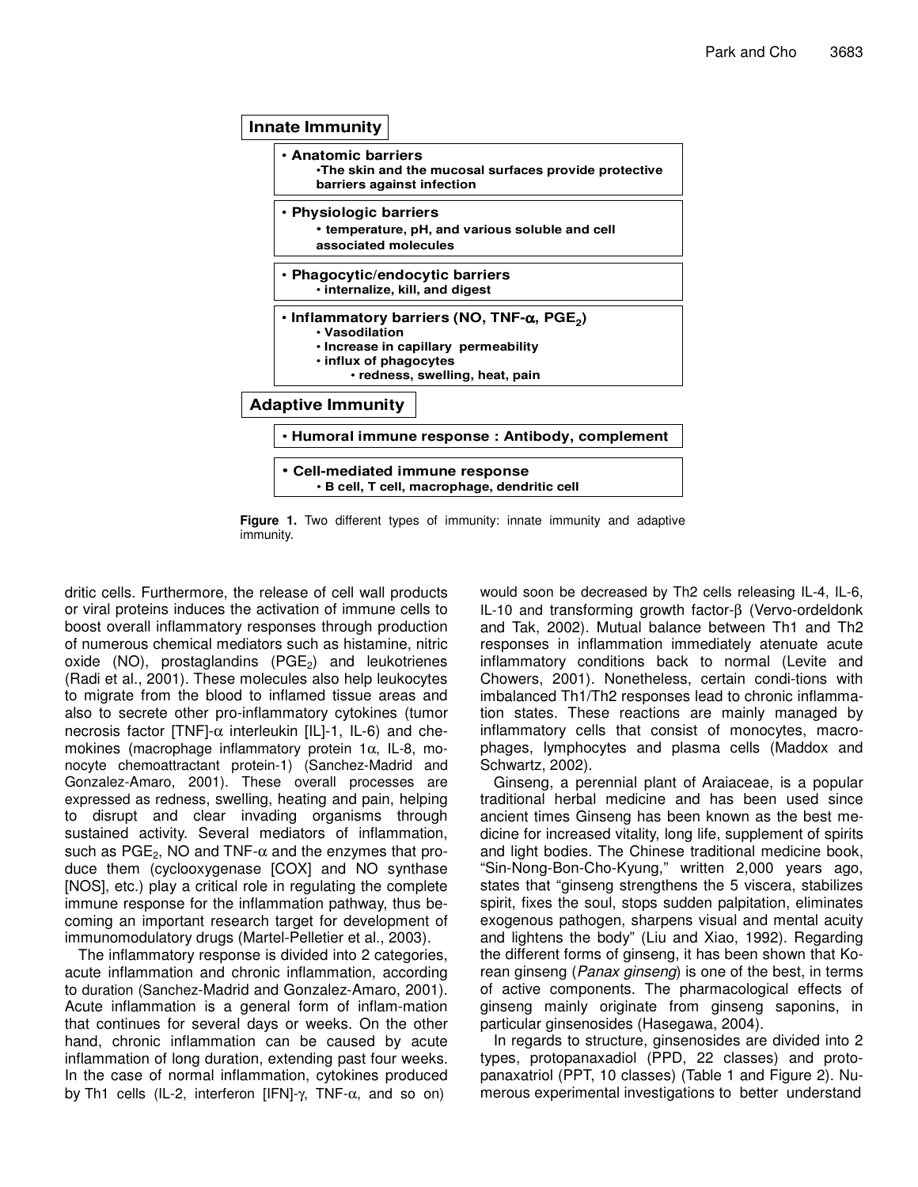**Innate Immunity**

- **Anatomic barriers**
  - The skin and the mucosal surfaces provide protective barriers against infection
- **Physiologic barriers**
  - temperature, pH, and various soluble and cell associated molecules
- **Phagocytic/endocytic barriers**
  - internalize, kill, and digest
- **Inflammatory barriers (NO, TNF-α, $PGE_2$)**
  - Vasodilation
  - Increase in capillary permeability
  - influx of phagocytes
    - redness, swelling, heat, pain

**Adaptive Immunity**

- **Humoral immune response : Antibody, complement**
- **Cell-mediated immune response**
  - B cell, T cell, macrophage, dendritic cell

**Figure 1.** Two different types of immunity: innate immunity and adaptive immunity.

dritic cells. Furthermore, the release of cell wall products or viral proteins induces the activation of immune cells to boost overall inflammatory responses through production of numerous chemical mediators such as histamine, nitric oxide (NO), prostaglandins ($PGE_2$) and leukotrienes (Radi et al., 2001). These molecules also help leukocytes to migrate from the blood to inflamed tissue areas and also to secrete other pro-inflammatory cytokines (tumor necrosis factor [TNF]-α interleukin [IL]-1, IL-6) and chemokines (macrophage inflammatory protein 1α, IL-8, monocyte chemoattractant protein-1) (Sanchez-Madrid and Gonzalez-Amaro, 2001). These overall processes are expressed as redness, swelling, heating and pain, helping to disrupt and clear invading organisms through sustained activity. Several mediators of inflammation, such as $PGE_2$, NO and TNF-α and the enzymes that produce them (cyclooxygenase [COX] and NO synthase [NOS], etc.) play a critical role in regulating the complete immune response for the inflammation pathway, thus becoming an important research target for development of immunomodulatory drugs (Martel-Pelletier et al., 2003).

The inflammatory response is divided into 2 categories, acute inflammation and chronic inflammation, according to duration (Sanchez-Madrid and Gonzalez-Amaro, 2001). Acute inflammation is a general form of inflam-mation that continues for several days or weeks. On the other hand, chronic inflammation can be caused by acute inflammation of long duration, extending past four weeks. In the case of normal inflammation, cytokines produced by Th1 cells (IL-2, interferon [IFN]-γ, TNF-α, and so on) would soon be decreased by Th2 cells releasing IL-4, IL-6, IL-10 and transforming growth factor-β (Vervo-ordeldonk and Tak, 2002). Mutual balance between Th1 and Th2 responses in inflammation immediately atenuate acute inflammatory conditions back to normal (Levite and Chowers, 2001). Nonetheless, certain condi-tions with imbalanced Th1/Th2 responses lead to chronic inflamma-tion states. These reactions are mainly managed by inflammatory cells that consist of monocytes, macrophages, lymphocytes and plasma cells (Maddox and Schwartz, 2002).

Ginseng, a perennial plant of Araiaceae, is a popular traditional herbal medicine and has been used since ancient times Ginseng has been known as the best medicine for increased vitality, long life, supplement of spirits and light bodies. The Chinese traditional medicine book, "Sin-Nong-Bon-Cho-Kyung," written 2,000 years ago, states that "ginseng strengthens the 5 viscera, stabilizes spirit, fixes the soul, stops sudden palpitation, eliminates exogenous pathogen, sharpens visual and mental acuity and lightens the body" (Liu and Xiao, 1992). Regarding the different forms of ginseng, it has been shown that Korean ginseng (*Panax ginseng*) is one of the best, in terms of active components. The pharmacological effects of ginseng mainly originate from ginseng saponins, in particular ginsenosides (Hasegawa, 2004).

In regards to structure, ginsenosides are divided into 2 types, protopanaxadiol (PPD, 22 classes) and protopanaxatriol (PPT, 10 classes) (Table 1 and Figure 2). Numerous experimental investigations to better understand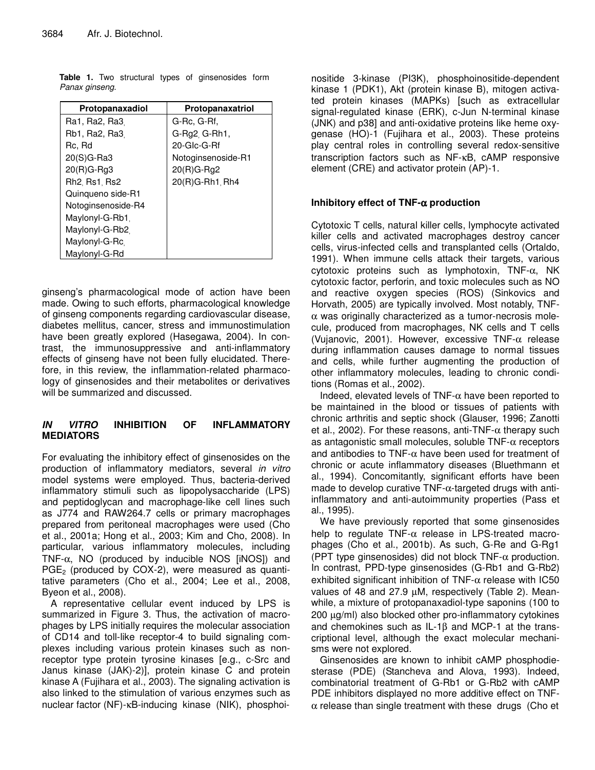**Table 1.** Two structural types of ginsenosides form *Panax ginseng*.

| Protopanaxadiol | Protopanaxatriol |
|---|---|
| Ra1, Ra2, Ra3, | G-Rc, G-Rf, |
| Rb1, Ra2, Ra3, | G-Rg2, G-Rh1, |
| Rc, Rd | 20-Glc-G-Rf |
| 20(S)G-Ra3 | Notoginsenoside-R1 |
| 20(R)G-Rg3 | 20(R)G-Rg2 |
| Rh2, Rs1, Rs2 | 20(R)G-Rh1, Rh4 |
| Quinqueno side-R1 | |
| Notoginsenoside-R4 | |
| Maylonyl-G-Rb1, | |
| Maylonyl-G-Rb2, | |
| Maylonyl-G-Rc, | |
| Maylonyl-G-Rd | |

ginseng's pharmacological mode of action have been made. Owing to such efforts, pharmacological knowledge of ginseng components regarding cardiovascular disease, diabetes mellitus, cancer, stress and immunostimulation have been greatly explored (Hasegawa, 2004). In contrast, the immunosuppressive and anti-inflammatory effects of ginseng have not been fully elucidated. Therefore, in this review, the inflammation-related pharmacology of ginsenosides and their metabolites or derivatives will be summarized and discussed.

## *IN VITRO* INHIBITION OF INFLAMMATORY MEDIATORS

For evaluating the inhibitory effect of ginsenosides on the production of inflammatory mediators, several *in vitro* model systems were employed. Thus, bacteria-derived inflammatory stimuli such as lipopolysaccharide (LPS) and peptidoglycan and macrophage-like cell lines such as J774 and RAW264.7 cells or primary macrophages prepared from peritoneal macrophages were used (Cho et al., 2001a; Hong et al., 2003; Kim and Cho, 2008). In particular, various inflammatory molecules, including TNF-α, NO (produced by inducible NOS [iNOS]) and $PGE_2$ (produced by COX-2), were measured as quantitative parameters (Cho et al., 2004; Lee et al., 2008, Byeon et al., 2008).

A representative cellular event induced by LPS is summarized in Figure 3. Thus, the activation of macrophages by LPS initially requires the molecular association of CD14 and toll-like receptor-4 to build signaling complexes including various protein kinases such as non-receptor type protein tyrosine kinases [e.g., c-Src and Janus kinase (JAK)-2)], protein kinase C and protein kinase A (Fujihara et al., 2003). The signaling activation is also linked to the stimulation of various enzymes such as nuclear factor (NF)-κB-inducing kinase (NIK), phosphoinositide 3-kinase (PI3K), phosphoinositide-dependent kinase 1 (PDK1), Akt (protein kinase B), mitogen activated protein kinases (MAPKs) [such as extracellular signal-regulated kinase (ERK), c-Jun N-terminal kinase (JNK) and p38] and anti-oxidative proteins like heme oxygenase (HO)-1 (Fujihara et al., 2003). These proteins play central roles in controlling several redox-sensitive transcription factors such as NF-κB, cAMP responsive element (CRE) and activator protein (AP)-1.

### Inhibitory effect of TNF-α production

Cytotoxic T cells, natural killer cells, lymphocyte activated killer cells and activated macrophages destroy cancer cells, virus-infected cells and transplanted cells (Ortaldo, 1991). When immune cells attack their targets, various cytotoxic proteins such as lymphotoxin, TNF-α, NK cytotoxic factor, perforin, and toxic molecules such as NO and reactive oxygen species (ROS) (Sinkovics and Horvath, 2005) are typically involved. Most notably, TNF-α was originally characterized as a tumor-necrosis molecule, produced from macrophages, NK cells and T cells (Vujanovic, 2001). However, excessive TNF-α release during inflammation causes damage to normal tissues and cells, while further augmenting the production of other inflammatory molecules, leading to chronic conditions (Romas et al., 2002).

Indeed, elevated levels of TNF-α have been reported to be maintained in the blood or tissues of patients with chronic arthritis and septic shock (Glauser, 1996; Zanotti et al., 2002). For these reasons, anti-TNF-α therapy such as antagonistic small molecules, soluble TNF-α receptors and antibodies to TNF-α have been used for treatment of chronic or acute inflammatory diseases (Bluethmann et al., 1994). Concomitantly, significant efforts have been made to develop curative TNF-α-targeted drugs with anti-inflammatory and anti-autoimmunity properties (Pass et al., 1995).

We have previously reported that some ginsenosides help to regulate TNF-α release in LPS-treated macrophages (Cho et al., 2001b). As such, G-Re and G-Rg1 (PPT type ginsenosides) did not block TNF-α production. In contrast, PPD-type ginsenosides (G-Rb1 and G-Rb2) exhibited significant inhibition of TNF-α release with IC50 values of 48 and 27.9 μM, respectively (Table 2). Meanwhile, a mixture of protopanaxadiol-type saponins (100 to 200 μg/ml) also blocked other pro-inflammatory cytokines and chemokines such as IL-1β and MCP-1 at the transcriptional level, although the exact molecular mechanisms were not explored.

Ginsenosides are known to inhibit cAMP phosphodiesterase (PDE) (Stancheva and Alova, 1993). Indeed, combinatorial treatment of G-Rb1 or G-Rb2 with cAMP PDE inhibitors displayed no more additive effect on TNF-α release than single treatment with these drugs (Cho et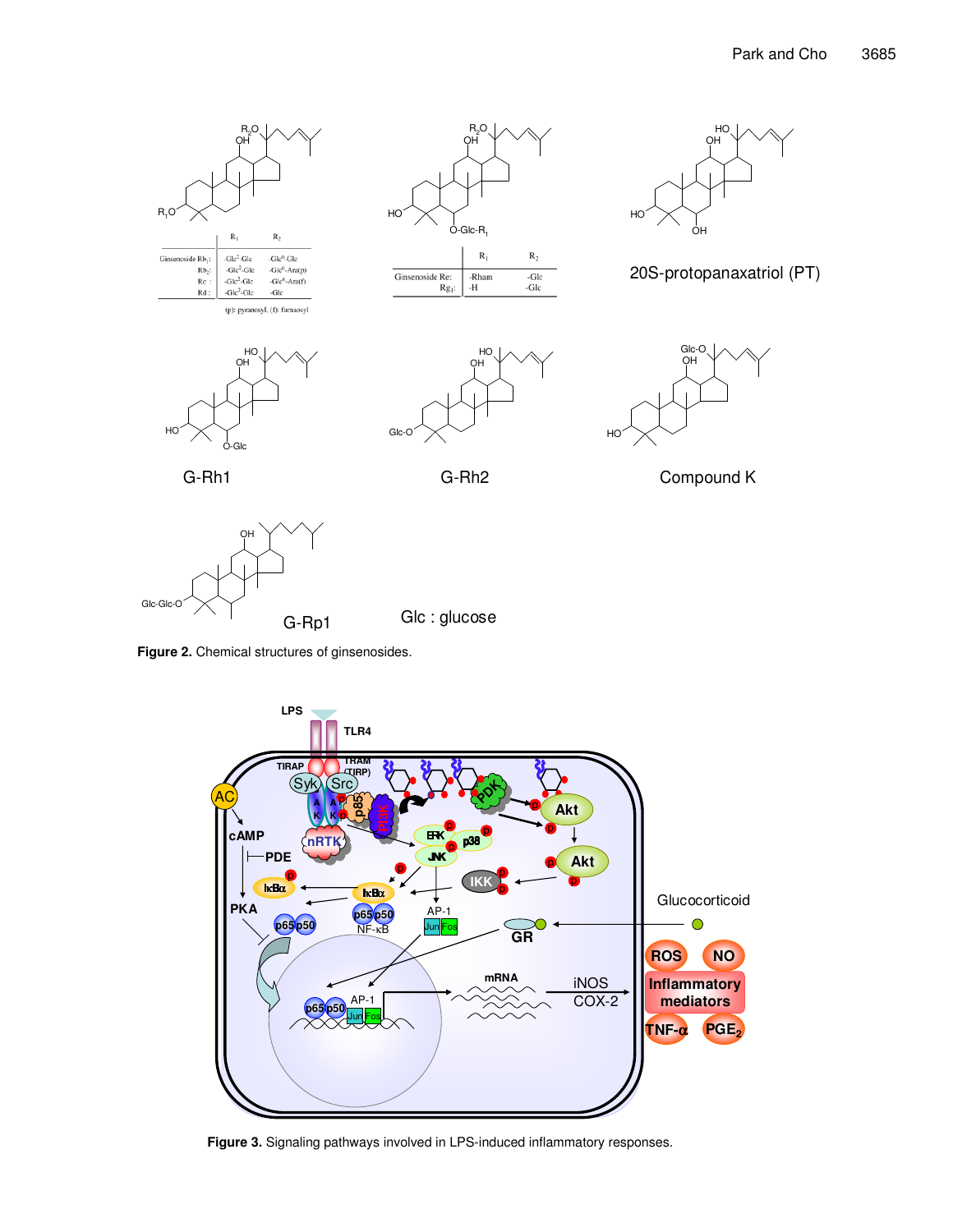| | $R_1$ | $R_2$ |
|---|---|---|
| Ginsenoside $Rb_1$: | $-Glc^2-Glc$ | $-Glc^6-Glc$ |
| $Rb_2$: | $-Glc^2-Glc$ | $-Glc^6-Ara(p)$ |
| Rc : | $-Glc^2-Glc$ | $-Glc^6-Ara(f)$ |
| Rd : | $-Glc^2-Glc$ | -Glc |

(p): pyranosyl, (f): furanosyl

| | $R_1$ | $R_2$ |
|---|---|---|
| Ginsenoside Re: | -Rham | -Glc |
| $Rg_1$: | -H | -Glc |

20S-protopanaxatriol (PT)

G-Rh1

G-Rh2

Compound K

G-Rp1

Glc : glucose

**Figure 2.** Chemical structures of ginsenosides.

**Figure 3.** Signaling pathways involved in LPS-induced inflammatory responses.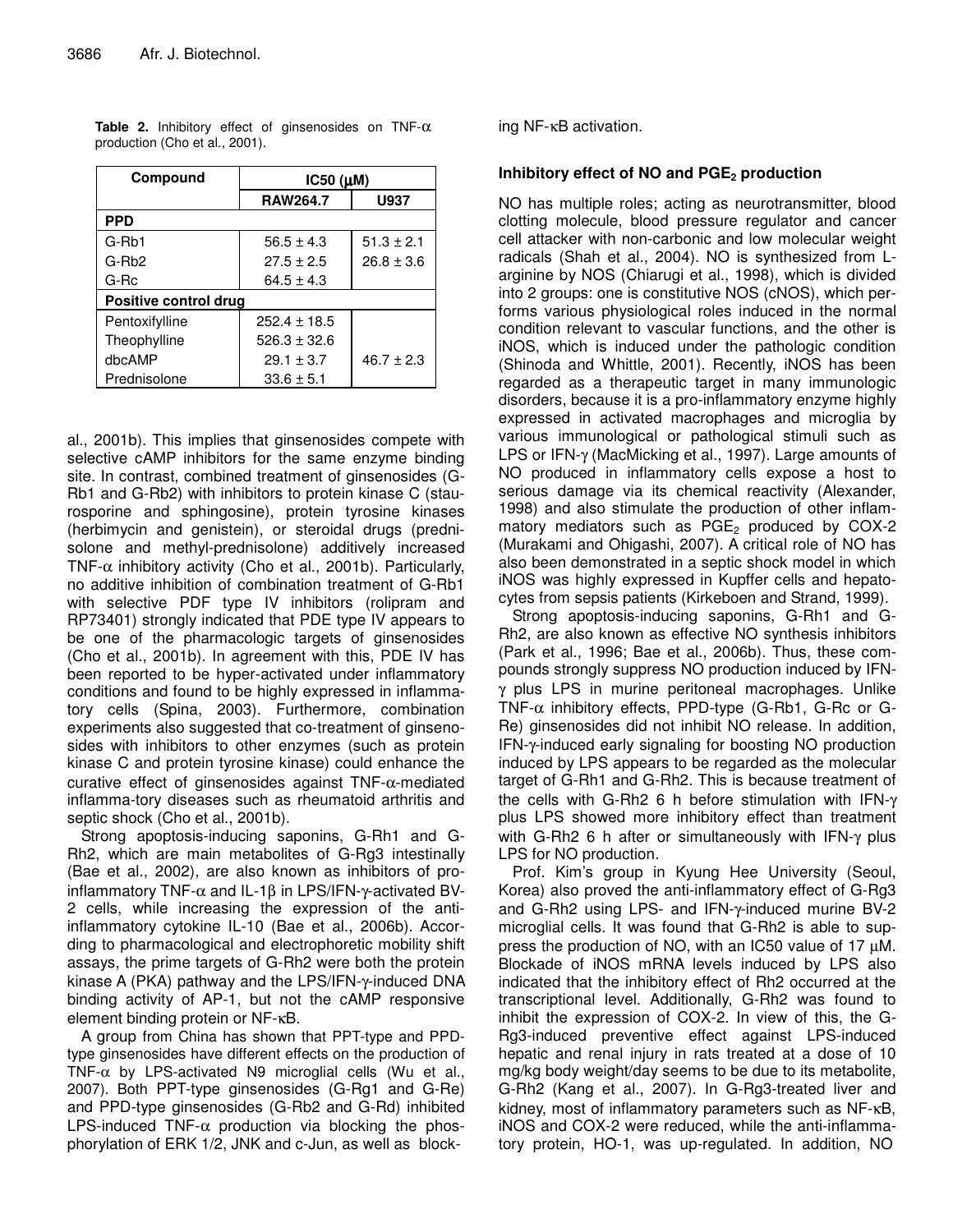**Table 2.** Inhibitory effect of ginsenosides on TNF-α production (Cho et al., 2001).

| Compound | IC50 (μM) | |
|---|---|---|
| | RAW264.7 | U937 |
| **PPD** | | |
| G-Rb1 | 56.5 ± 4.3 | 51.3 ± 2.1 |
| G-Rb2 | 27.5 ± 2.5 | 26.8 ± 3.6 |
| G-Rc | 64.5 ± 4.3 | |
| **Positive control drug** | | |
| Pentoxifylline | 252.4 ± 18.5 | |
| Theophylline | 526.3 ± 32.6 | |
| dbcAMP | 29.1 ± 3.7 | 46.7 ± 2.3 |
| Prednisolone | 33.6 ± 5.1 | |

al., 2001b). This implies that ginsenosides compete with selective cAMP inhibitors for the same enzyme binding site. In contrast, combined treatment of ginsenosides (G-Rb1 and G-Rb2) with inhibitors to protein kinase C (staurosporine and sphingosine), protein tyrosine kinases (herbimycin and genistein), or steroidal drugs (prednisolone and methyl-prednisolone) additively increased TNF-α inhibitory activity (Cho et al., 2001b). Particularly, no additive inhibition of combination treatment of G-Rb1 with selective PDF type IV inhibitors (rolipram and RP73401) strongly indicated that PDE type IV appears to be one of the pharmacologic targets of ginsenosides (Cho et al., 2001b). In agreement with this, PDE IV has been reported to be hyper-activated under inflammatory conditions and found to be highly expressed in inflammatory cells (Spina, 2003). Furthermore, combination experiments also suggested that co-treatment of ginsenosides with inhibitors to other enzymes (such as protein kinase C and protein tyrosine kinase) could enhance the curative effect of ginsenosides against TNF-α-mediated inflamma-tory diseases such as rheumatoid arthritis and septic shock (Cho et al., 2001b).

Strong apoptosis-inducing saponins, G-Rh1 and G-Rh2, which are main metabolites of G-Rg3 intestinally (Bae et al., 2002), are also known as inhibitors of pro-inflammatory TNF-α and IL-1β in LPS/IFN-γ-activated BV-2 cells, while increasing the expression of the anti-inflammatory cytokine IL-10 (Bae et al., 2006b). According to pharmacological and electrophoretic mobility shift assays, the prime targets of G-Rh2 were both the protein kinase A (PKA) pathway and the LPS/IFN-γ-induced DNA binding activity of AP-1, but not the cAMP responsive element binding protein or NF-κB.

A group from China has shown that PPT-type and PPD-type ginsenosides have different effects on the production of TNF-α by LPS-activated N9 microglial cells (Wu et al., 2007). Both PPT-type ginsenosides (G-Rg1 and G-Re) and PPD-type ginsenosides (G-Rb2 and G-Rd) inhibited LPS-induced TNF-α production via blocking the phosphorylation of ERK 1/2, JNK and c-Jun, as well as blocking NF-κB activation.

### Inhibitory effect of NO and $PGE_2$ production

NO has multiple roles; acting as neurotransmitter, blood clotting molecule, blood pressure regulator and cancer cell attacker with non-carbonic and low molecular weight radicals (Shah et al., 2004). NO is synthesized from L-arginine by NOS (Chiarugi et al., 1998), which is divided into 2 groups: one is constitutive NOS (cNOS), which performs various physiological roles induced in the normal condition relevant to vascular functions, and the other is iNOS, which is induced under the pathologic condition (Shinoda and Whittle, 2001). Recently, iNOS has been regarded as a therapeutic target in many immunologic disorders, because it is a pro-inflammatory enzyme highly expressed in activated macrophages and microglia by various immunological or pathological stimuli such as LPS or IFN-γ (MacMicking et al., 1997). Large amounts of NO produced in inflammatory cells expose a host to serious damage via its chemical reactivity (Alexander, 1998) and also stimulate the production of other inflammatory mediators such as $PGE_2$ produced by COX-2 (Murakami and Ohigashi, 2007). A critical role of NO has also been demonstrated in a septic shock model in which iNOS was highly expressed in Kupffer cells and hepatocytes from sepsis patients (Kirkeboen and Strand, 1999).

Strong apoptosis-inducing saponins, G-Rh1 and G-Rh2, are also known as effective NO synthesis inhibitors (Park et al., 1996; Bae et al., 2006b). Thus, these compounds strongly suppress NO production induced by IFN-γ plus LPS in murine peritoneal macrophages. Unlike TNF-α inhibitory effects, PPD-type (G-Rb1, G-Rc or G-Re) ginsenosides did not inhibit NO release. In addition, IFN-γ-induced early signaling for boosting NO production induced by LPS appears to be regarded as the molecular target of G-Rh1 and G-Rh2. This is because treatment of the cells with G-Rh2 6 h before stimulation with IFN-γ plus LPS showed more inhibitory effect than treatment with G-Rh2 6 h after or simultaneously with IFN-γ plus LPS for NO production.

Prof. Kim's group in Kyung Hee University (Seoul, Korea) also proved the anti-inflammatory effect of G-Rg3 and G-Rh2 using LPS- and IFN-γ-induced murine BV-2 microglial cells. It was found that G-Rh2 is able to suppress the production of NO, with an IC50 value of 17 μM. Blockade of iNOS mRNA levels induced by LPS also indicated that the inhibitory effect of Rh2 occurred at the transcriptional level. Additionally, G-Rh2 was found to inhibit the expression of COX-2. In view of this, the G-Rg3-induced preventive effect against LPS-induced hepatic and renal injury in rats treated at a dose of 10 mg/kg body weight/day seems to be due to its metabolite, G-Rh2 (Kang et al., 2007). In G-Rg3-treated liver and kidney, most of inflammatory parameters such as NF-κB, iNOS and COX-2 were reduced, while the anti-inflammatory protein, HO-1, was up-regulated. In addition, NO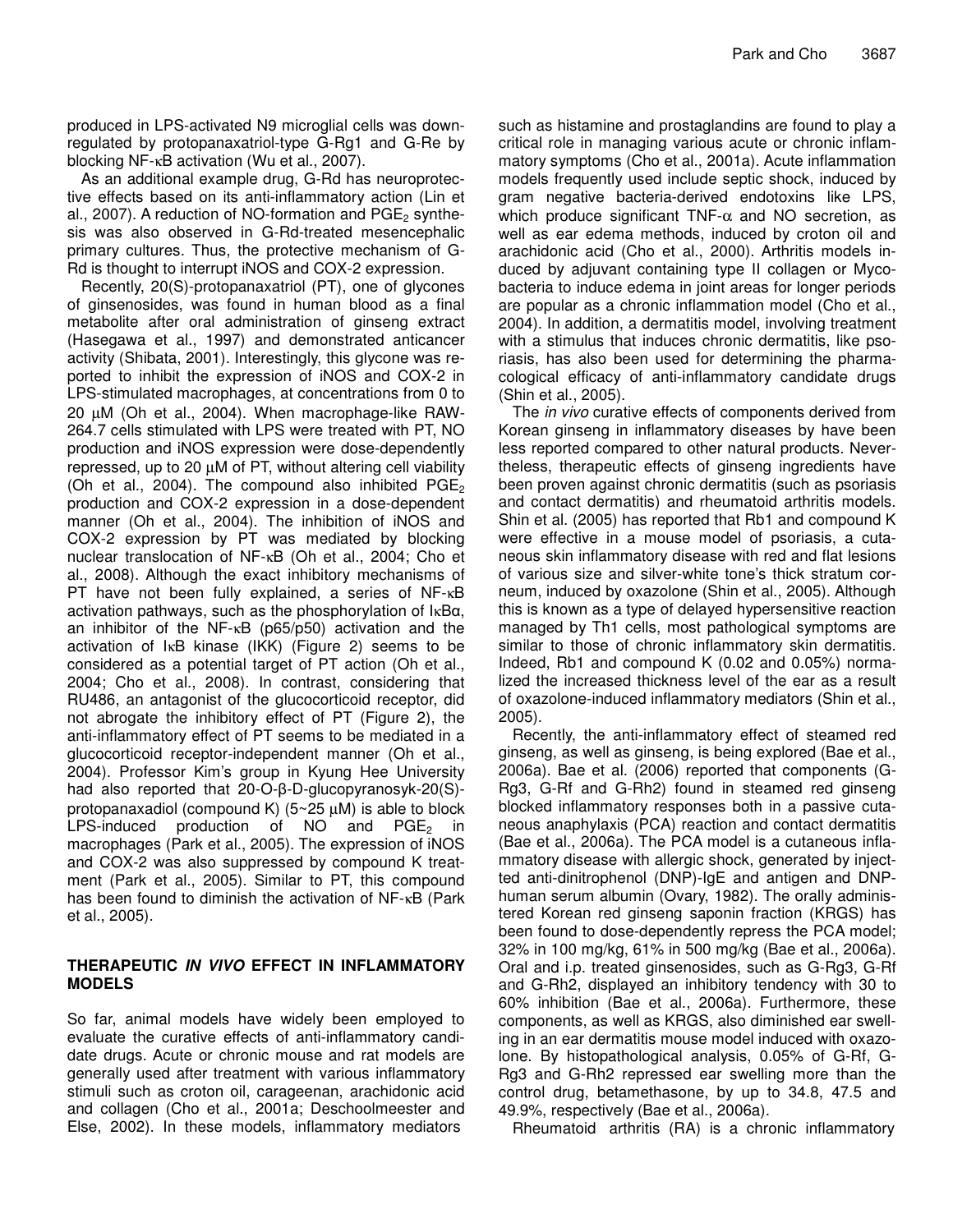produced in LPS-activated N9 microglial cells was down-regulated by protopanaxatriol-type G-Rg1 and G-Re by blocking NF-κB activation (Wu et al., 2007).

As an additional example drug, G-Rd has neuroprotective effects based on its anti-inflammatory action (Lin et al., 2007). A reduction of NO-formation and $PGE_2$ synthesis was also observed in G-Rd-treated mesencephalic primary cultures. Thus, the protective mechanism of G-Rd is thought to interrupt iNOS and COX-2 expression.

Recently, 20(S)-protopanaxatriol (PT), one of glycones of ginsenosides, was found in human blood as a final metabolite after oral administration of ginseng extract (Hasegawa et al., 1997) and demonstrated anticancer activity (Shibata, 2001). Interestingly, this glycone was reported to inhibit the expression of iNOS and COX-2 in LPS-stimulated macrophages, at concentrations from 0 to 20 μM (Oh et al., 2004). When macrophage-like RAW-264.7 cells stimulated with LPS were treated with PT, NO production and iNOS expression were dose-dependently repressed, up to 20 μM of PT, without altering cell viability (Oh et al., 2004). The compound also inhibited $PGE_2$ production and COX-2 expression in a dose-dependent manner (Oh et al., 2004). The inhibition of iNOS and COX-2 expression by PT was mediated by blocking nuclear translocation of NF-κB (Oh et al., 2004; Cho et al., 2008). Although the exact inhibitory mechanisms of PT have not been fully explained, a series of NF-κB activation pathways, such as the phosphorylation of IκBα, an inhibitor of the NF-κB (p65/p50) activation and the activation of IκB kinase (IKK) (Figure 2) seems to be considered as a potential target of PT action (Oh et al., 2004; Cho et al., 2008). In contrast, considering that RU486, an antagonist of the glucocorticoid receptor, did not abrogate the inhibitory effect of PT (Figure 2), the anti-inflammatory effect of PT seems to be mediated in a glucocorticoid receptor-independent manner (Oh et al., 2004). Professor Kim's group in Kyung Hee University had also reported that 20-O-β-D-glucopyranosyk-20(S)-protopanaxadiol (compound K) (5~25 μM) is able to block LPS-induced production of NO and $PGE_2$ in macrophages (Park et al., 2005). The expression of iNOS and COX-2 was also suppressed by compound K treatment (Park et al., 2005). Similar to PT, this compound has been found to diminish the activation of NF-κB (Park et al., 2005).

## THERAPEUTIC *IN VIVO* EFFECT IN INFLAMMATORY MODELS

So far, animal models have widely been employed to evaluate the curative effects of anti-inflammatory candidate drugs. Acute or chronic mouse and rat models are generally used after treatment with various inflammatory stimuli such as croton oil, carageenan, arachidonic acid and collagen (Cho et al., 2001a; Deschoolmeester and Else, 2002). In these models, inflammatory mediators such as histamine and prostaglandins are found to play a critical role in managing various acute or chronic inflammatory symptoms (Cho et al., 2001a). Acute inflammation models frequently used include septic shock, induced by gram negative bacteria-derived endotoxins like LPS, which produce significant TNF-α and NO secretion, as well as ear edema methods, induced by croton oil and arachidonic acid (Cho et al., 2000). Arthritis models induced by adjuvant containing type II collagen or Mycobacteria to induce edema in joint areas for longer periods are popular as a chronic inflammation model (Cho et al., 2004). In addition, a dermatitis model, involving treatment with a stimulus that induces chronic dermatitis, like psoriasis, has also been used for determining the pharmacological efficacy of anti-inflammatory candidate drugs (Shin et al., 2005).

The *in vivo* curative effects of components derived from Korean ginseng in inflammatory diseases by have been less reported compared to other natural products. Nevertheless, therapeutic effects of ginseng ingredients have been proven against chronic dermatitis (such as psoriasis and contact dermatitis) and rheumatoid arthritis models. Shin et al. (2005) has reported that Rb1 and compound K were effective in a mouse model of psoriasis, a cutaneous skin inflammatory disease with red and flat lesions of various size and silver-white tone's thick stratum corneum, induced by oxazolone (Shin et al., 2005). Although this is known as a type of delayed hypersensitive reaction managed by Th1 cells, most pathological symptoms are similar to those of chronic inflammatory skin dermatitis. Indeed, Rb1 and compound K (0.02 and 0.05%) normalized the increased thickness level of the ear as a result of oxazolone-induced inflammatory mediators (Shin et al., 2005).

Recently, the anti-inflammatory effect of steamed red ginseng, as well as ginseng, is being explored (Bae et al., 2006a). Bae et al. (2006) reported that components (G-Rg3, G-Rf and G-Rh2) found in steamed red ginseng blocked inflammatory responses both in a passive cutaneous anaphylaxis (PCA) reaction and contact dermatitis (Bae et al., 2006a). The PCA model is a cutaneous inflammatory disease with allergic shock, generated by injected anti-dinitrophenol (DNP)-IgE and antigen and DNP-human serum albumin (Ovary, 1982). The orally administered Korean red ginseng saponin fraction (KRGS) has been found to dose-dependently repress the PCA model; 32% in 100 mg/kg, 61% in 500 mg/kg (Bae et al., 2006a). Oral and i.p. treated ginsenosides, such as G-Rg3, G-Rf and G-Rh2, displayed an inhibitory tendency with 30 to 60% inhibition (Bae et al., 2006a). Furthermore, these components, as well as KRGS, also diminished ear swelling in an ear dermatitis mouse model induced with oxazolone. By histopathological analysis, 0.05% of G-Rf, G-Rg3 and G-Rh2 repressed ear swelling more than the control drug, betamethasone, by up to 34.8, 47.5 and 49.9%, respectively (Bae et al., 2006a).

Rheumatoid arthritis (RA) is a chronic inflammatory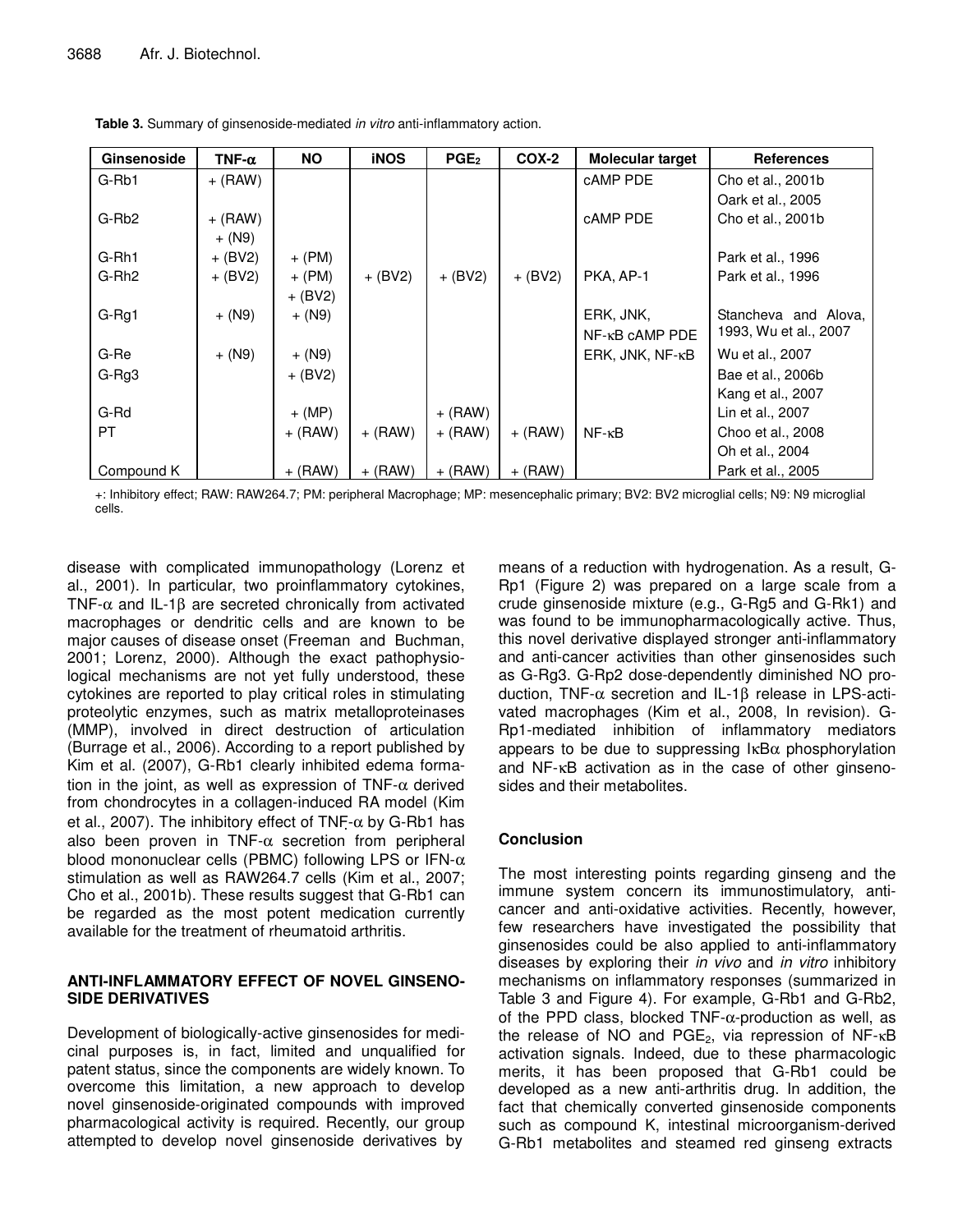**Table 3.** Summary of ginsenoside-mediated *in vitro* anti-inflammatory action.

| Ginsenoside | TNF-α | NO | iNOS | $PGE_2$ | COX-2 | Molecular target | References |
|---|---|---|---|---|---|---|---|
| G-Rb1 | + (RAW) | | | | | cAMP PDE | Cho et al., 2001b<br>Oark et al., 2005 |
| G-Rb2 | + (RAW)<br>+ (N9) | | | | | cAMP PDE | Cho et al., 2001b |
| G-Rh1 | + (BV2) | + (PM) | | | | | Park et al., 1996 |
| G-Rh2 | + (BV2) | + (PM)<br>+ (BV2) | + (BV2) | + (BV2) | + (BV2) | PKA, AP-1 | Park et al., 1996 |
| G-Rg1 | + (N9) | + (N9) | | | | ERK, JNK,<br>NF-κB cAMP PDE | Stancheva and Alova, 1993, Wu et al., 2007 |
| G-Re | + (N9) | + (N9) | | | | ERK, JNK, NF-κB | Wu et al., 2007 |
| G-Rg3 | | + (BV2) | | | | | Bae et al., 2006b<br>Kang et al., 2007 |
| G-Rd | | + (MP) | | + (RAW) | | | Lin et al., 2007 |
| PT | | + (RAW) | + (RAW) | + (RAW) | + (RAW) | NF-κB | Choo et al., 2008<br>Oh et al., 2004 |
| Compound K | | + (RAW) | + (RAW) | + (RAW) | + (RAW) | | Park et al., 2005 |

+: Inhibitory effect; RAW: RAW264.7; PM: peripheral Macrophage; MP: mesencephalic primary; BV2: BV2 microglial cells; N9: N9 microglial cells.

disease with complicated immunopathology (Lorenz et al., 2001). In particular, two proinflammatory cytokines, TNF-α and IL-1β are secreted chronically from activated macrophages or dendritic cells and are known to be major causes of disease onset (Freeman and Buchman, 2001; Lorenz, 2000). Although the exact pathophysiological mechanisms are not yet fully understood, these cytokines are reported to play critical roles in stimulating proteolytic enzymes, such as matrix metalloproteinases (MMP), involved in direct destruction of articulation (Burrage et al., 2006). According to a report published by Kim et al. (2007), G-Rb1 clearly inhibited edema formation in the joint, as well as expression of TNF-α derived from chondrocytes in a collagen-induced RA model (Kim et al., 2007). The inhibitory effect of TNF-α by G-Rb1 has also been proven in TNF-α secretion from peripheral blood mononuclear cells (PBMC) following LPS or IFN-α stimulation as well as RAW264.7 cells (Kim et al., 2007; Cho et al., 2001b). These results suggest that G-Rb1 can be regarded as the most potent medication currently available for the treatment of rheumatoid arthritis.

## ANTI-INFLAMMATORY EFFECT OF NOVEL GINSENOSIDE DERIVATIVES

Development of biologically-active ginsenosides for medicinal purposes is, in fact, limited and unqualified for patent status, since the components are widely known. To overcome this limitation, a new approach to develop novel ginsenoside-originated compounds with improved pharmacological activity is required. Recently, our group attempted to develop novel ginsenoside derivatives by means of a reduction with hydrogenation. As a result, G-Rp1 (Figure 2) was prepared on a large scale from a crude ginsenoside mixture (e.g., G-Rg5 and G-Rk1) and was found to be immunopharmacologically active. Thus, this novel derivative displayed stronger anti-inflammatory and anti-cancer activities than other ginsenosides such as G-Rg3. G-Rp2 dose-dependently diminished NO production, TNF-α secretion and IL-1β release in LPS-activated macrophages (Kim et al., 2008, In revision). G-Rp1-mediated inhibition of inflammatory mediators appears to be due to suppressing IκBα phosphorylation and NF-κB activation as in the case of other ginsenosides and their metabolites.

## Conclusion

The most interesting points regarding ginseng and the immune system concern its immunostimulatory, anti-cancer and anti-oxidative activities. Recently, however, few researchers have investigated the possibility that ginsenosides could be also applied to anti-inflammatory diseases by exploring their *in vivo* and *in vitro* inhibitory mechanisms on inflammatory responses (summarized in Table 3 and Figure 4). For example, G-Rb1 and G-Rb2, of the PPD class, blocked TNF-α-production as well, as the release of NO and $PGE_2$, via repression of NF-κB activation signals. Indeed, due to these pharmacologic merits, it has been proposed that G-Rb1 could be developed as a new anti-arthritis drug. In addition, the fact that chemically converted ginsenoside components such as compound K, intestinal microorganism-derived G-Rb1 metabolites and steamed red ginseng extracts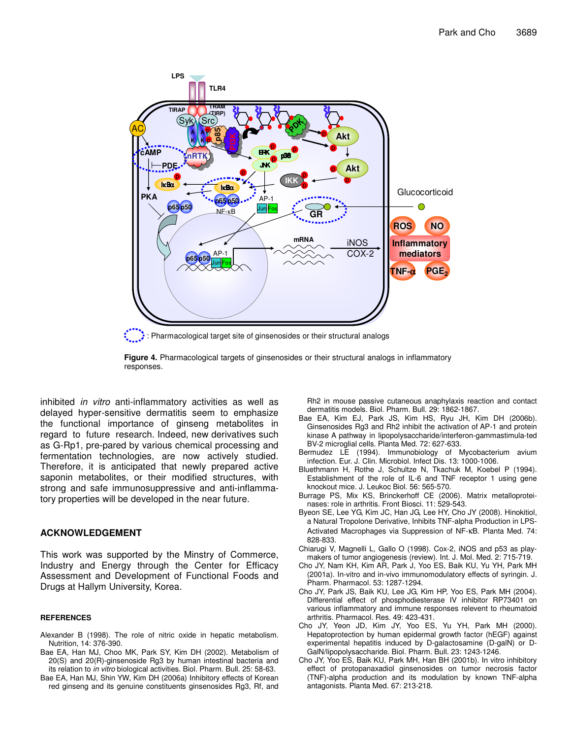Figure 4. Pharmacological targets of ginsenosides or their structural analogs in inflammatory responses.

inhibited *in vitro* anti-inflammatory activities as well as delayed hyper-sensitive dermatitis seem to emphasize the functional importance of ginseng metabolites in regard to future research. Indeed, new derivatives such as G-Rp1, pre-pared by various chemical processing and fermentation technologies, are now actively studied. Therefore, it is anticipated that newly prepared active saponin metabolites, or their modified structures, with strong and safe immunosuppressive and anti-inflamma-tory properties will be developed in the near future.

## ACKNOWLEDGEMENT

This work was supported by the Minstry of Commerce, Industry and Energy through the Center for Efficacy Assessment and Development of Functional Foods and Drugs at Hallym University, Korea.

## REFERENCES

Alexander B (1998). The role of nitric oxide in hepatic metabolism. Nutrition, 14: 376-390.

Bae EA, Han MJ, Choo MK, Park SY, Kim DH (2002). Metabolism of 20(S) and 20(R)-ginsenoside Rg3 by human intestinal bacteria and its relation to *in vitro* biological activities. Biol. Pharm. Bull. 25: 58-63.

Bae EA, Han MJ, Shin YW, Kim DH (2006a) Inhibitory effects of Korean red ginseng and its genuine constituents ginsenosides Rg3, Rf, and Rh2 in mouse passive cutaneous anaphylaxis reaction and contact dermatitis models. Biol. Pharm. Bull. 29: 1862-1867.

Bae EA, Kim EJ, Park JS, Kim HS, Ryu JH, Kim DH (2006b). Ginsenosides Rg3 and Rh2 inhibit the activation of AP-1 and protein kinase A pathway in lipopolysaccharide/interferon-gammastimula-ted BV-2 microglial cells. Planta Med. 72: 627-633.

Bermudez LE (1994). Immunobiology of Mycobacterium avium infection. Eur. J. Clin. Microbiol. Infect Dis. 13: 1000-1006.

Bluethmann H, Rothe J, Schultze N, Tkachuk M, Koebel P (1994). Establishment of the role of IL-6 and TNF receptor 1 using gene knockout mice. J. Leukoc Biol. 56: 565-570.

Burrage PS, Mix KS, Brinckerhoff CE (2006). Matrix metalloprotei-nases: role in arthritis. Front Biosci. 11: 529-543.

Byeon SE, Lee YG, Kim JC, Han JG, Lee HY, Cho JY (2008). Hinokitiol, a Natural Tropolone Derivative, Inhibits TNF-alpha Production in LPS-Activated Macrophages via Suppression of NF-κB. Planta Med. 74: 828-833.

Chiarugi V, Magnelli L, Gallo O (1998). Cox-2, iNOS and p53 as play-makers of tumor angiogenesis (review). Int. J. Mol. Med. 2: 715-719.

Cho JY, Nam KH, Kim AR, Park J, Yoo ES, Baik KU, Yu YH, Park MH (2001a). In-vitro and in-vivo immunomodulatory effects of syringin. J. Pharm. Pharmacol. 53: 1287-1294.

Cho JY, Park JS, Baik KU, Lee JG, Kim HP, Yoo ES, Park MH (2004). Differential effect of phosphodiesterase IV inhibitor RP73401 on various inflammatory and immune responses relevent to rheumatoid arthritis. Pharmacol. Res. 49: 423-431.

Cho JY, Yeon JD, Kim JY, Yoo ES, Yu YH, Park MH (2000). Hepatoprotection by human epidermal growth factor (hEGF) against experimental hepatitis induced by D-galactosamine (D-galN) or D-GalN/lipopolysaccharide. Biol. Pharm. Bull. 23: 1243-1246.

Cho JY, Yoo ES, Baik KU, Park MH, Han BH (2001b). In vitro inhibitory effect of protopanaxadiol ginsenosides on tumor necrosis factor (TNF)-alpha production and its modulation by known TNF-alpha antagonists. Planta Med. 67: 213-218.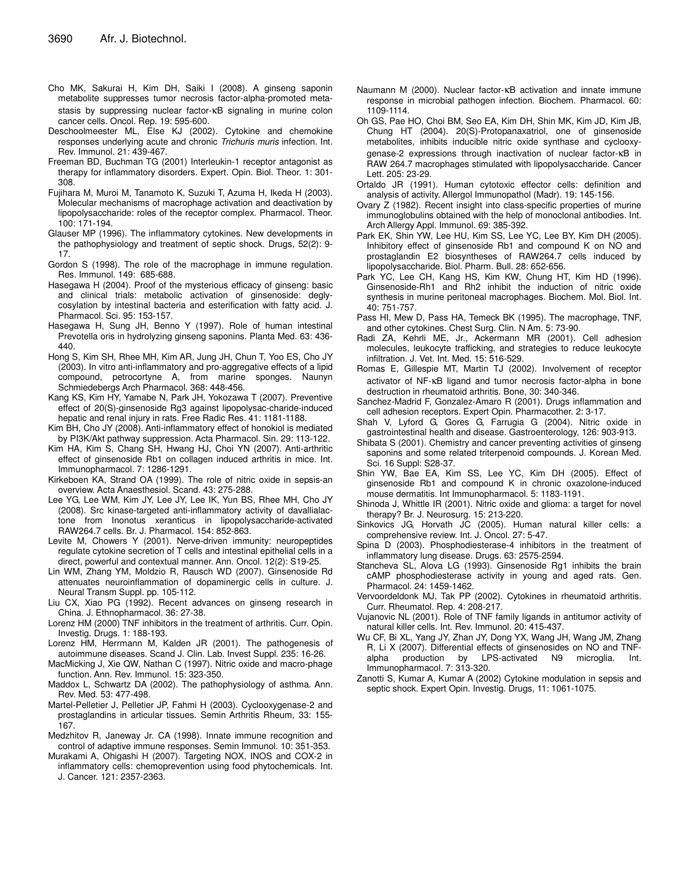Cho MK, Sakurai H, Kim DH, Saiki I (2008). A ginseng saponin metabolite suppresses tumor necrosis factor-alpha-promoted metastasis by suppressing nuclear factor-κB signaling in murine colon cancer cells. Oncol. Rep. 19: 595-600.

Deschoolmeester ML, Else KJ (2002). Cytokine and chemokine responses underlying acute and chronic *Trichuris muris* infection. Int. Rev. Immunol. 21: 439-467.

Freeman BD, Buchman TG (2001) Interleukin-1 receptor antagonist as therapy for inflammatory disorders. Expert. Opin. Biol. Theor. 1: 301-308.

Fujihara M, Muroi M, Tanamoto K, Suzuki T, Azuma H, Ikeda H (2003). Molecular mechanisms of macrophage activation and deactivation by lipopolysaccharide: roles of the receptor complex. Pharmacol. Theor. 100: 171-194.

Glauser MP (1996). The inflammatory cytokines. New developments in the pathophysiology and treatment of septic shock. Drugs, 52(2): 9-17.

Gordon S (1998). The role of the macrophage in immune regulation. Res. Immunol. 149: 685-688.

Hasegawa H (2004). Proof of the mysterious efficacy of ginseng: basic and clinical trials: metabolic activation of ginsenoside: deglycosylation by intestinal bacteria and esterification with fatty acid. J. Pharmacol. Sci. 95: 153-157.

Hasegawa H, Sung JH, Benno Y (1997). Role of human intestinal Prevotella oris in hydrolyzing ginseng saponins. Planta Med. 63: 436-440.

Hong S, Kim SH, Rhee MH, Kim AR, Jung JH, Chun T, Yoo ES, Cho JY (2003). In vitro anti-inflammatory and pro-aggregative effects of a lipid compound, petrocortyne A, from marine sponges. Naunyn Schmiedebergs Arch Pharmacol. 368: 448-456.

Kang KS, Kim HY, Yamabe N, Park JH, Yokozawa T (2007). Preventive effect of 20(S)-ginsenoside Rg3 against lipopolysac-charide-induced hepatic and renal injury in rats. Free Radic Res. 41: 1181-1188.

Kim BH, Cho JY (2008). Anti-inflammatory effect of honokiol is mediated by PI3K/Akt pathway suppression. Acta Pharmacol. Sin. 29: 113-122.

Kim HA, Kim S, Chang SH, Hwang HJ, Choi YN (2007). Anti-arthritic effect of ginsenoside Rb1 on collagen induced arthritis in mice. Int. Immunopharmacol. 7: 1286-1291.

Kirkeboen KA, Strand OA (1999). The role of nitric oxide in sepsis-an overview. Acta Anaesthesiol. Scand. 43: 275-288.

Lee YG, Lee WM, Kim JY, Lee JY, Lee IK, Yun BS, Rhee MH, Cho JY (2008). Src kinase-targeted anti-inflammatory activity of davallialactone from Inonotus xeranticus in lipopolysaccharide-activated RAW264.7 cells. Br. J. Pharmacol. 154: 852-863.

Levite M, Chowers Y (2001). Nerve-driven immunity: neuropeptides regulate cytokine secretion of T cells and intestinal epithelial cells in a direct, powerful and contextual manner. Ann. Oncol. 12(2): S19-25.

Lin WM, Zhang YM, Moldzio R, Rausch WD (2007). Ginsenoside Rd attenuates neuroinflammation of dopaminergic cells in culture. J. Neural Transm Suppl. pp. 105-112.

Liu CX, Xiao PG (1992). Recent advances on ginseng research in China. J. Ethnopharmacol. 36: 27-38.

Lorenz HM (2000) TNF inhibitors in the treatment of arthritis. Curr. Opin. Investig. Drugs. 1: 188-193.

Lorenz HM, Herrmann M, Kalden JR (2001). The pathogenesis of autoimmune diseases. Scand J. Clin. Lab. Invest Suppl. 235: 16-26.

MacMicking J, Xie QW, Nathan C (1997). Nitric oxide and macro-phage function. Ann. Rev. Immunol. 15: 323-350.

Maddox L, Schwartz DA (2002). The pathophysiology of asthma. Ann. Rev. Med. 53: 477-498.

Martel-Pelletier J, Pelletier JP, Fahmi H (2003). Cyclooxygenase-2 and prostaglandins in articular tissues. Semin Arthritis Rheum, 33: 155-167.

Medzhitov R, Janeway Jr. CA (1998). Innate immune recognition and control of adaptive immune responses. Semin Immunol. 10: 351-353.

Murakami A, Ohigashi H (2007). Targeting NOX, INOS and COX-2 in inflammatory cells: chemoprevention using food phytochemicals. Int. J. Cancer. 121: 2357-2363.

Naumann M (2000). Nuclear factor-κB activation and innate immune response in microbial pathogen infection. Biochem. Pharmacol. 60: 1109-1114.

Oh GS, Pae HO, Choi BM, Seo EA, Kim DH, Shin MK, Kim JD, Kim JB, Chung HT (2004). 20(S)-Protopanaxatriol, one of ginsenoside metabolites, inhibits inducible nitric oxide synthase and cyclooxygenase-2 expressions through inactivation of nuclear factor-κB in RAW 264.7 macrophages stimulated with lipopolysaccharide. Cancer Lett. 205: 23-29.

Ortaldo JR (1991). Human cytotoxic effector cells: definition and analysis of activity. Allergol Immunopathol (Madr). 19: 145-156.

Ovary Z (1982). Recent insight into class-specific properties of murine immunoglobulins obtained with the help of monoclonal antibodies. Int. Arch Allergy Appl. Immunol. 69: 385-392.

Park EK, Shin YW, Lee HU, Kim SS, Lee YC, Lee BY, Kim DH (2005). Inhibitory effect of ginsenoside Rb1 and compound K on NO and prostaglandin E2 biosyntheses of RAW264.7 cells induced by lipopolysaccharide. Biol. Pharm. Bull. 28: 652-656.

Park YC, Lee CH, Kang HS, Kim KW, Chung HT, Kim HD (1996). Ginsenoside-Rh1 and Rh2 inhibit the induction of nitric oxide synthesis in murine peritoneal macrophages. Biochem. Mol. Biol. Int. 40: 751-757.

Pass HI, Mew D, Pass HA, Temeck BK (1995). The macrophage, TNF, and other cytokines. Chest Surg. Clin. N Am. 5: 73-90.

Radi ZA, Kehrli ME, Jr., Ackermann MR (2001). Cell adhesion molecules, leukocyte trafficking, and strategies to reduce leukocyte infiltration. J. Vet. Int. Med. 15: 516-529.

Romas E, Gillespie MT, Martin TJ (2002). Involvement of receptor activator of NF-κB ligand and tumor necrosis factor-alpha in bone destruction in rheumatoid arthritis. Bone, 30: 340-346.

Sanchez-Madrid F, Gonzalez-Amaro R (2001). Drugs inflammation and cell adhesion receptors. Expert Opin. Pharmacother. 2: 3-17.

Shah V, Lyford G, Gores G, Farrugia G (2004). Nitric oxide in gastrointestinal health and disease. Gastroenterology, 126: 903-913.

Shibata S (2001). Chemistry and cancer preventing activities of ginseng saponins and some related triterpenoid compounds. J. Korean Med. Sci. 16 Suppl: S28-37.

Shin YW, Bae EA, Kim SS, Lee YC, Kim DH (2005). Effect of ginsenoside Rb1 and compound K in chronic oxazolone-induced mouse dermatitis. Int Immunopharmacol. 5: 1183-1191.

Shinoda J, Whittle IR (2001). Nitric oxide and glioma: a target for novel therapy? Br. J. Neurosurg. 15: 213-220.

Sinkovics JG, Horvath JC (2005). Human natural killer cells: a comprehensive review. Int. J. Oncol. 27: 5-47.

Spina D (2003). Phosphodiesterase-4 inhibitors in the treatment of inflammatory lung disease. Drugs. 63: 2575-2594.

Stancheva SL, Alova LG (1993). Ginsenoside Rg1 inhibits the brain cAMP phosphodiesterase activity in young and aged rats. Gen. Pharmacol. 24: 1459-1462.

Vervoordeldonk MJ, Tak PP (2002). Cytokines in rheumatoid arthritis. Curr. Rheumatol. Rep. 4: 208-217.

Vujanovic NL (2001). Role of TNF family ligands in antitumor activity of natural killer cells. Int. Rev. Immunol. 20: 415-437.

Wu CF, Bi XL, Yang JY, Zhan JY, Dong YX, Wang JH, Wang JM, Zhang R, Li X (2007). Differential effects of ginsenosides on NO and TNF-alpha production by LPS-activated N9 microglia. Int. Immunopharmacol. 7: 313-320.

Zanotti S, Kumar A, Kumar A (2002) Cytokine modulation in sepsis and septic shock. Expert Opin. Investig. Drugs, 11: 1061-1075.